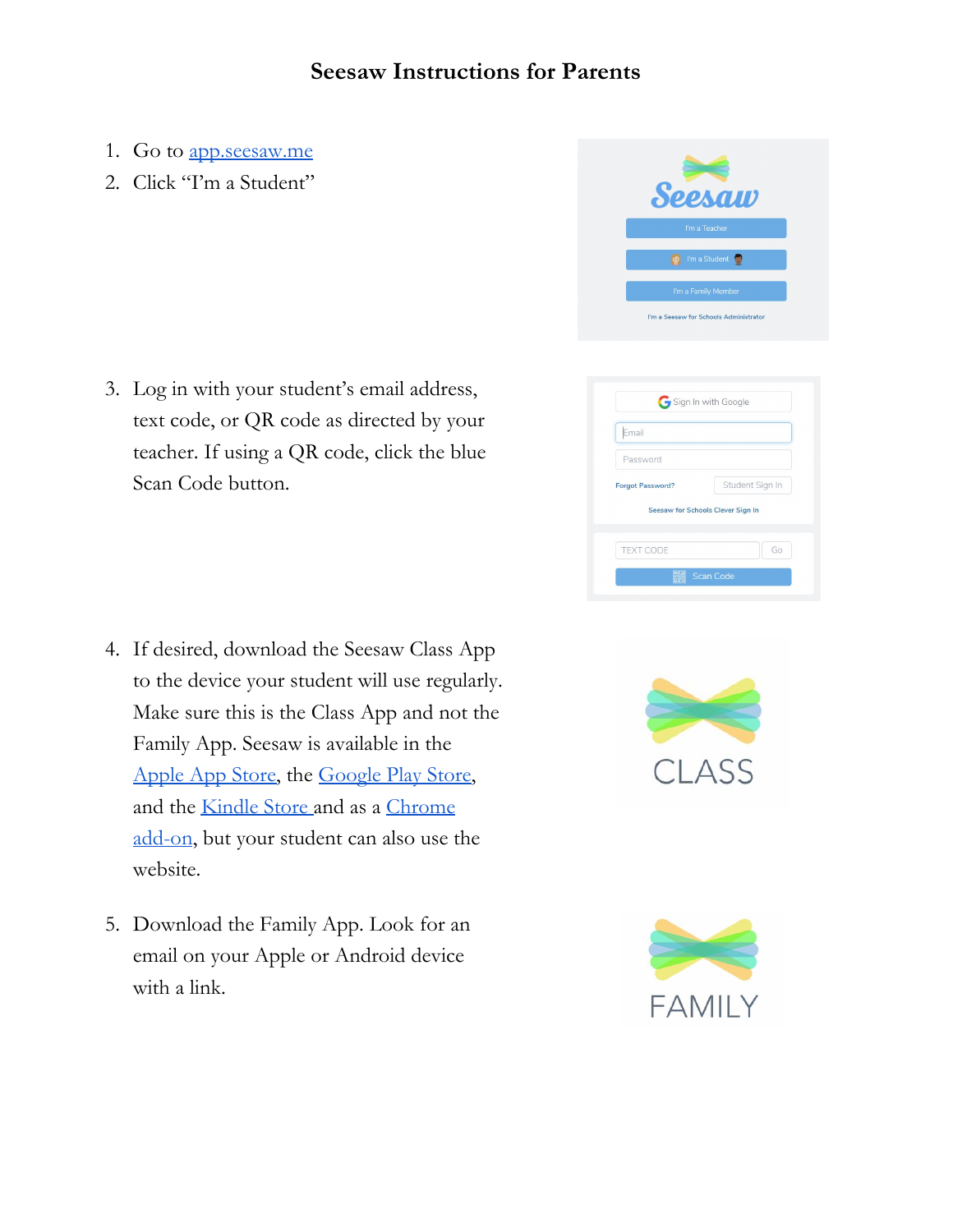# Seesaw Instructions for Parents

1. Go to app.seesaw.me
2. Click "I'm a Student"
3. Log in with your student's email address, text code, or QR code as directed by your teacher. If using a QR code, click the blue Scan Code button.
4. If desired, download the Seesaw Class App to the device your student will use regularly. Make sure this is the Class App and not the Family App. Seesaw is available in the Apple App Store, the Google Play Store, and the Kindle Store and as a Chrome add-on, but your student can also use the website.
5. Download the Family App. Look for an email on your Apple or Android device with a link.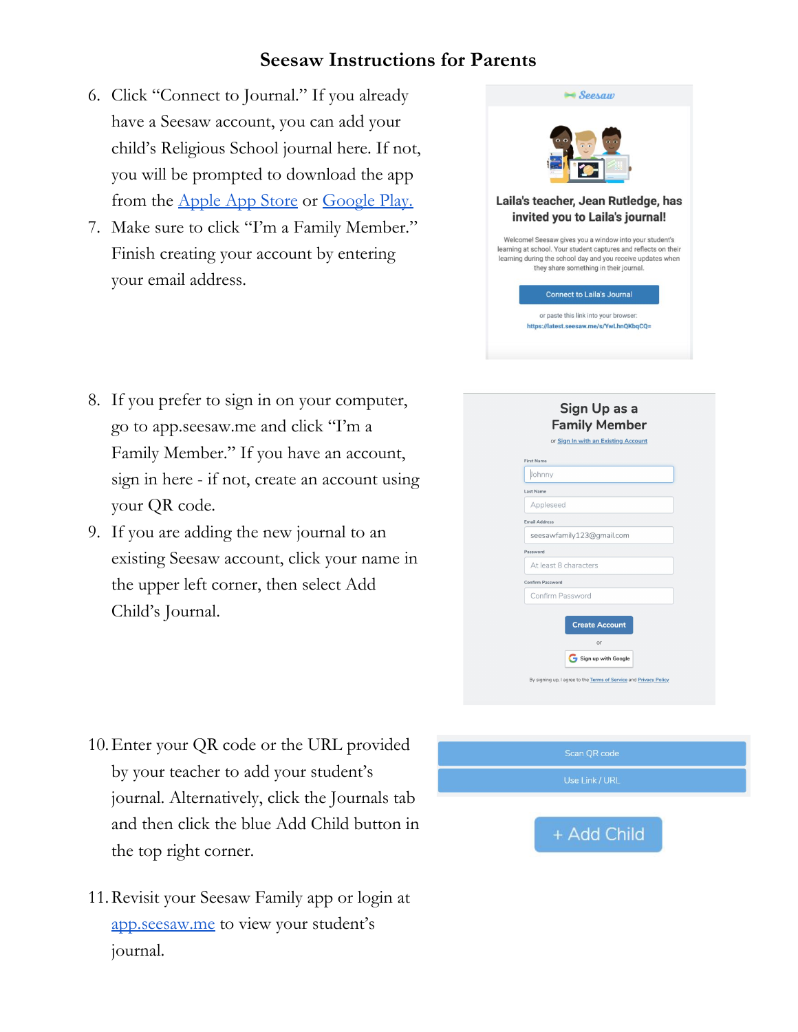# Seesaw Instructions for Parents

6. Click "Connect to Journal." If you already have a Seesaw account, you can add your child's Religious School journal here. If not, you will be prompted to download the app from the Apple App Store or Google Play.
7. Make sure to click "I'm a Family Member." Finish creating your account by entering your email address.
8. If you prefer to sign in on your computer, go to app.seesaw.me and click "I'm a Family Member." If you have an account, sign in here - if not, create an account using your QR code.
9. If you are adding the new journal to an existing Seesaw account, click your name in the upper left corner, then select Add Child's Journal.
10. Enter your QR code or the URL provided by your teacher to add your student's journal. Alternatively, click the Journals tab and then click the blue Add Child button in the top right corner.
11. Revisit your Seesaw Family app or login at app.seesaw.me to view your student's journal.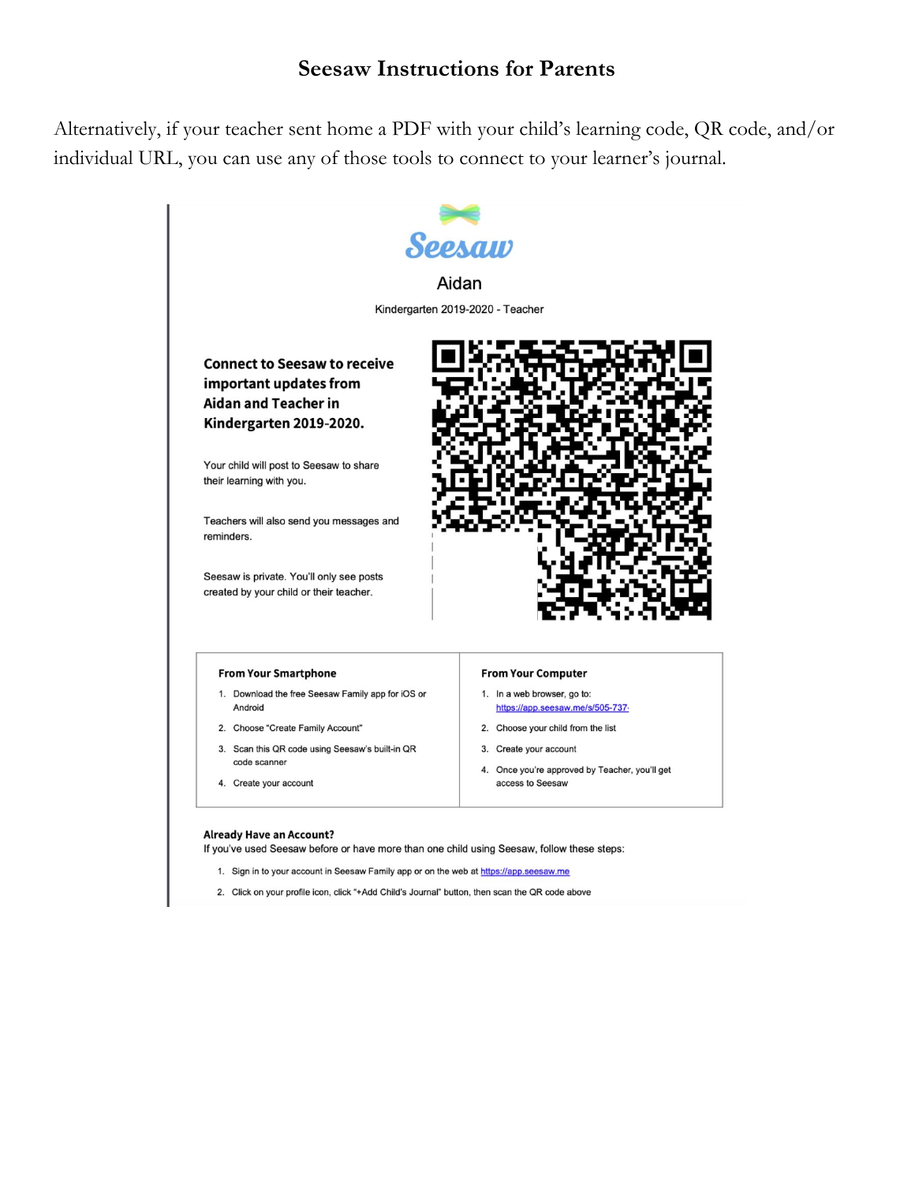# Seesaw Instructions for Parents

Alternatively, if your teacher sent home a PDF with your child's learning code, QR code, and/or individual URL, you can use any of those tools to connect to your learner's journal.

Seesaw

Aidan

Kindergarten 2019-2020 - Teacher

**Connect to Seesaw to receive important updates from Aidan and Teacher in Kindergarten 2019-2020.**

Your child will post to Seesaw to share their learning with you.

Teachers will also send you messages and reminders.

Seesaw is private. You'll only see posts created by your child or their teacher.

**From Your Smartphone**

1. Download the free Seesaw Family app for iOS or Android
2. Choose "Create Family Account"
3. Scan this QR code using Seesaw's built-in QR code scanner
4. Create your account

**From Your Computer**

1. In a web browser, go to: https://app.seesaw.me/s/505-737-
2. Choose your child from the list
3. Create your account
4. Once you're approved by Teacher, you'll get access to Seesaw

**Already Have an Account?**

If you've used Seesaw before or have more than one child using Seesaw, follow these steps:

1. Sign in to your account in Seesaw Family app or on the web at https://app.seesaw.me
2. Click on your profile icon, click "+Add Child's Journal" button, then scan the QR code above